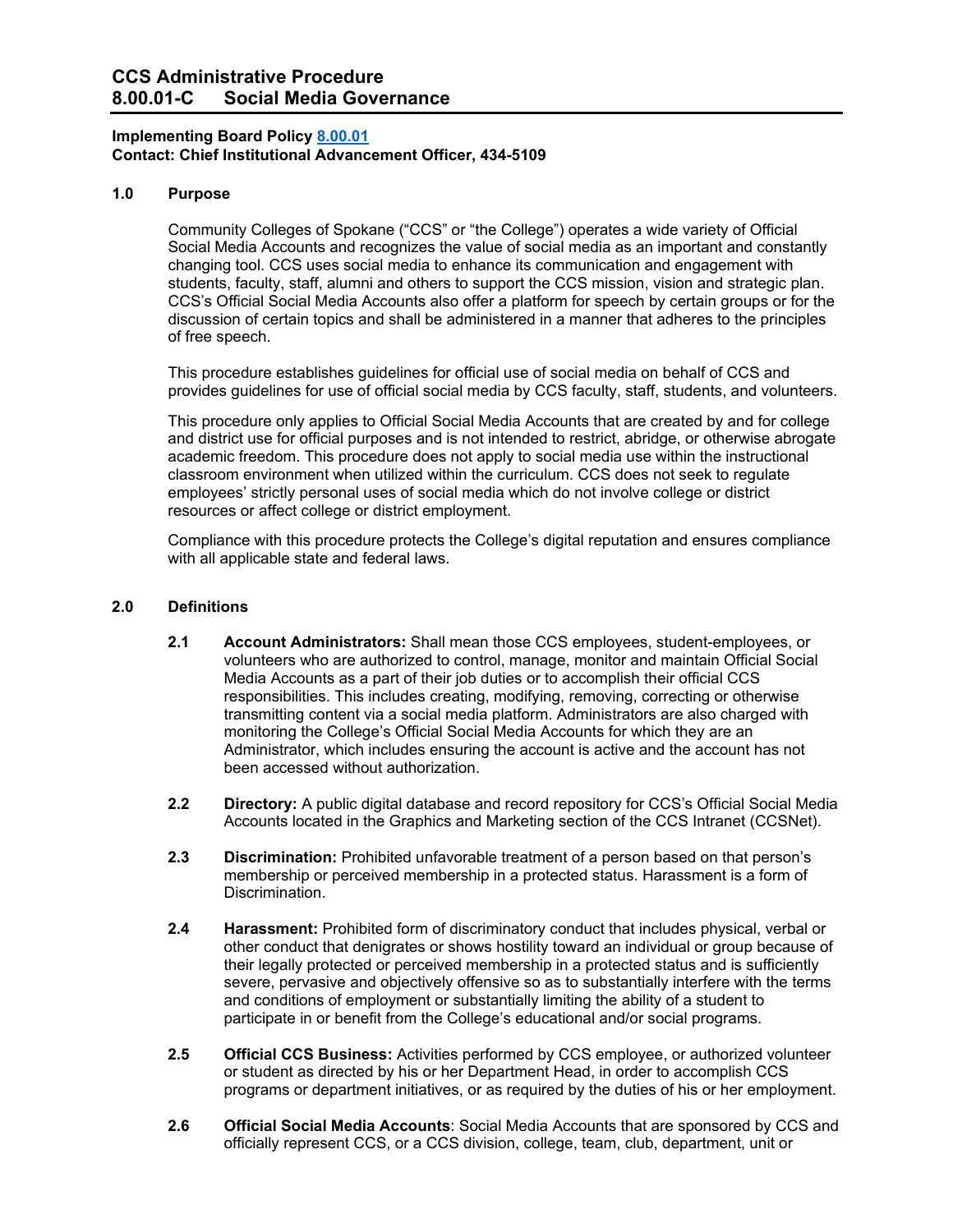# CCS Administrative Procedure
# 8.00.01-C Social Media Governance

**Implementing Board Policy [8.00.01](8.00.01)**
**Contact: Chief Institutional Advancement Officer, 434-5109**

## 1.0 Purpose

Community Colleges of Spokane ("CCS" or "the College") operates a wide variety of Official Social Media Accounts and recognizes the value of social media as an important and constantly changing tool. CCS uses social media to enhance its communication and engagement with students, faculty, staff, alumni and others to support the CCS mission, vision and strategic plan. CCS's Official Social Media Accounts also offer a platform for speech by certain groups or for the discussion of certain topics and shall be administered in a manner that adheres to the principles of free speech.

This procedure establishes guidelines for official use of social media on behalf of CCS and provides guidelines for use of official social media by CCS faculty, staff, students, and volunteers.

This procedure only applies to Official Social Media Accounts that are created by and for college and district use for official purposes and is not intended to restrict, abridge, or otherwise abrogate academic freedom. This procedure does not apply to social media use within the instructional classroom environment when utilized within the curriculum. CCS does not seek to regulate employees' strictly personal uses of social media which do not involve college or district resources or affect college or district employment.

Compliance with this procedure protects the College's digital reputation and ensures compliance with all applicable state and federal laws.

## 2.0 Definitions

**2.1 Account Administrators:** Shall mean those CCS employees, student-employees, or volunteers who are authorized to control, manage, monitor and maintain Official Social Media Accounts as a part of their job duties or to accomplish their official CCS responsibilities. This includes creating, modifying, removing, correcting or otherwise transmitting content via a social media platform. Administrators are also charged with monitoring the College's Official Social Media Accounts for which they are an Administrator, which includes ensuring the account is active and the account has not been accessed without authorization.

**2.2 Directory:** A public digital database and record repository for CCS's Official Social Media Accounts located in the Graphics and Marketing section of the CCS Intranet (CCSNet).

**2.3 Discrimination:** Prohibited unfavorable treatment of a person based on that person's membership or perceived membership in a protected status. Harassment is a form of Discrimination.

**2.4 Harassment:** Prohibited form of discriminatory conduct that includes physical, verbal or other conduct that denigrates or shows hostility toward an individual or group because of their legally protected or perceived membership in a protected status and is sufficiently severe, pervasive and objectively offensive so as to substantially interfere with the terms and conditions of employment or substantially limiting the ability of a student to participate in or benefit from the College's educational and/or social programs.

**2.5 Official CCS Business:** Activities performed by CCS employee, or authorized volunteer or student as directed by his or her Department Head, in order to accomplish CCS programs or department initiatives, or as required by the duties of his or her employment.

**2.6 Official Social Media Accounts**: Social Media Accounts that are sponsored by CCS and officially represent CCS, or a CCS division, college, team, club, department, unit or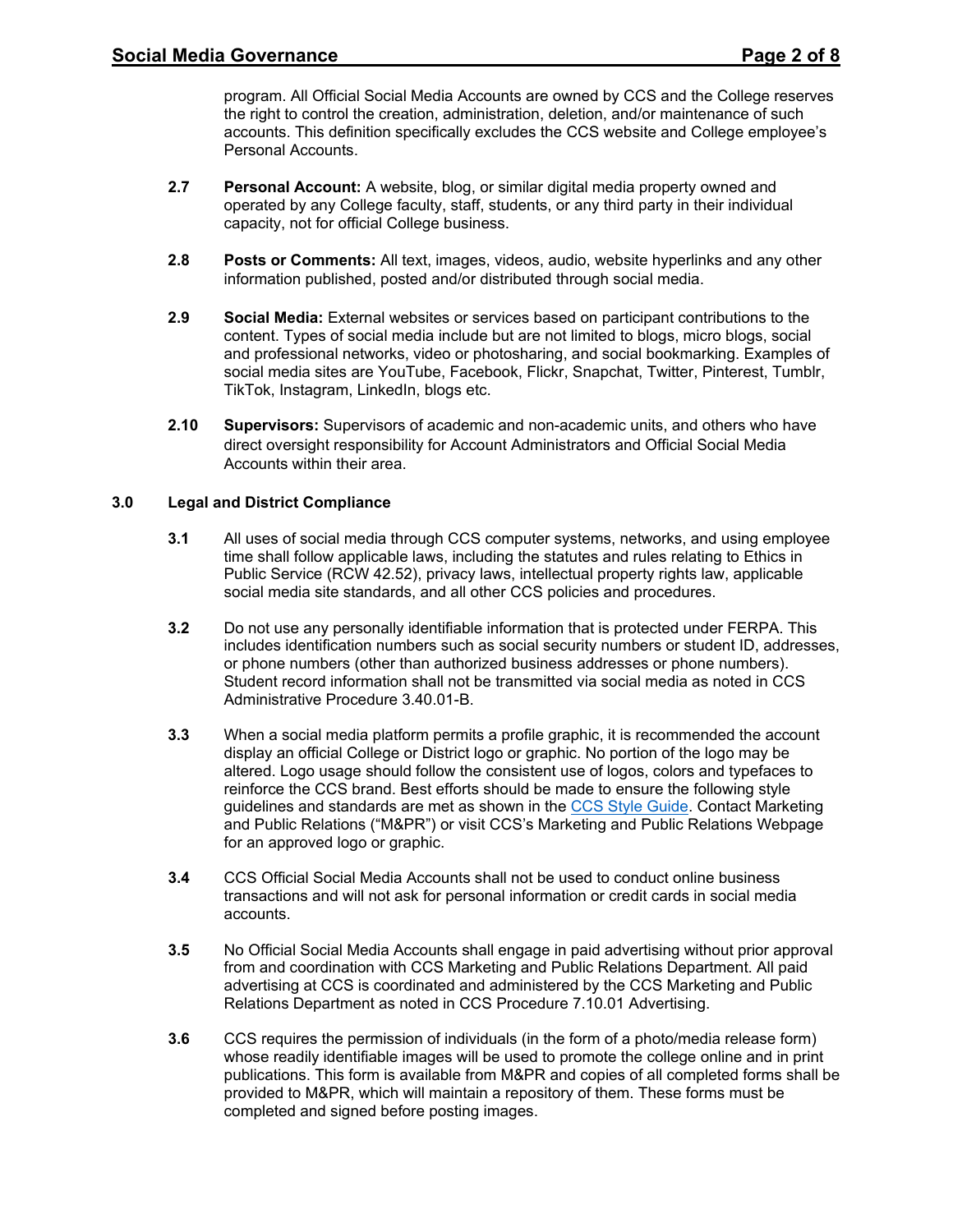program. All Official Social Media Accounts are owned by CCS and the College reserves the right to control the creation, administration, deletion, and/or maintenance of such accounts. This definition specifically excludes the CCS website and College employee's Personal Accounts.

**2.7** **Personal Account:** A website, blog, or similar digital media property owned and operated by any College faculty, staff, students, or any third party in their individual capacity, not for official College business.

**2.8** **Posts or Comments:** All text, images, videos, audio, website hyperlinks and any other information published, posted and/or distributed through social media.

**2.9** **Social Media:** External websites or services based on participant contributions to the content. Types of social media include but are not limited to blogs, micro blogs, social and professional networks, video or photosharing, and social bookmarking. Examples of social media sites are YouTube, Facebook, Flickr, Snapchat, Twitter, Pinterest, Tumblr, TikTok, Instagram, LinkedIn, blogs etc.

**2.10** **Supervisors:** Supervisors of academic and non-academic units, and others who have direct oversight responsibility for Account Administrators and Official Social Media Accounts within their area.

## 3.0 Legal and District Compliance

**3.1** All uses of social media through CCS computer systems, networks, and using employee time shall follow applicable laws, including the statutes and rules relating to Ethics in Public Service (RCW 42.52), privacy laws, intellectual property rights law, applicable social media site standards, and all other CCS policies and procedures.

**3.2** Do not use any personally identifiable information that is protected under FERPA. This includes identification numbers such as social security numbers or student ID, addresses, or phone numbers (other than authorized business addresses or phone numbers). Student record information shall not be transmitted via social media as noted in CCS Administrative Procedure 3.40.01-B.

**3.3** When a social media platform permits a profile graphic, it is recommended the account display an official College or District logo or graphic. No portion of the logo may be altered. Logo usage should follow the consistent use of logos, colors and typefaces to reinforce the CCS brand. Best efforts should be made to ensure the following style guidelines and standards are met as shown in the CCS Style Guide. Contact Marketing and Public Relations ("M&PR") or visit CCS's Marketing and Public Relations Webpage for an approved logo or graphic.

**3.4** CCS Official Social Media Accounts shall not be used to conduct online business transactions and will not ask for personal information or credit cards in social media accounts.

**3.5** No Official Social Media Accounts shall engage in paid advertising without prior approval from and coordination with CCS Marketing and Public Relations Department. All paid advertising at CCS is coordinated and administered by the CCS Marketing and Public Relations Department as noted in CCS Procedure 7.10.01 Advertising.

**3.6** CCS requires the permission of individuals (in the form of a photo/media release form) whose readily identifiable images will be used to promote the college online and in print publications. This form is available from M&PR and copies of all completed forms shall be provided to M&PR, which will maintain a repository of them. These forms must be completed and signed before posting images.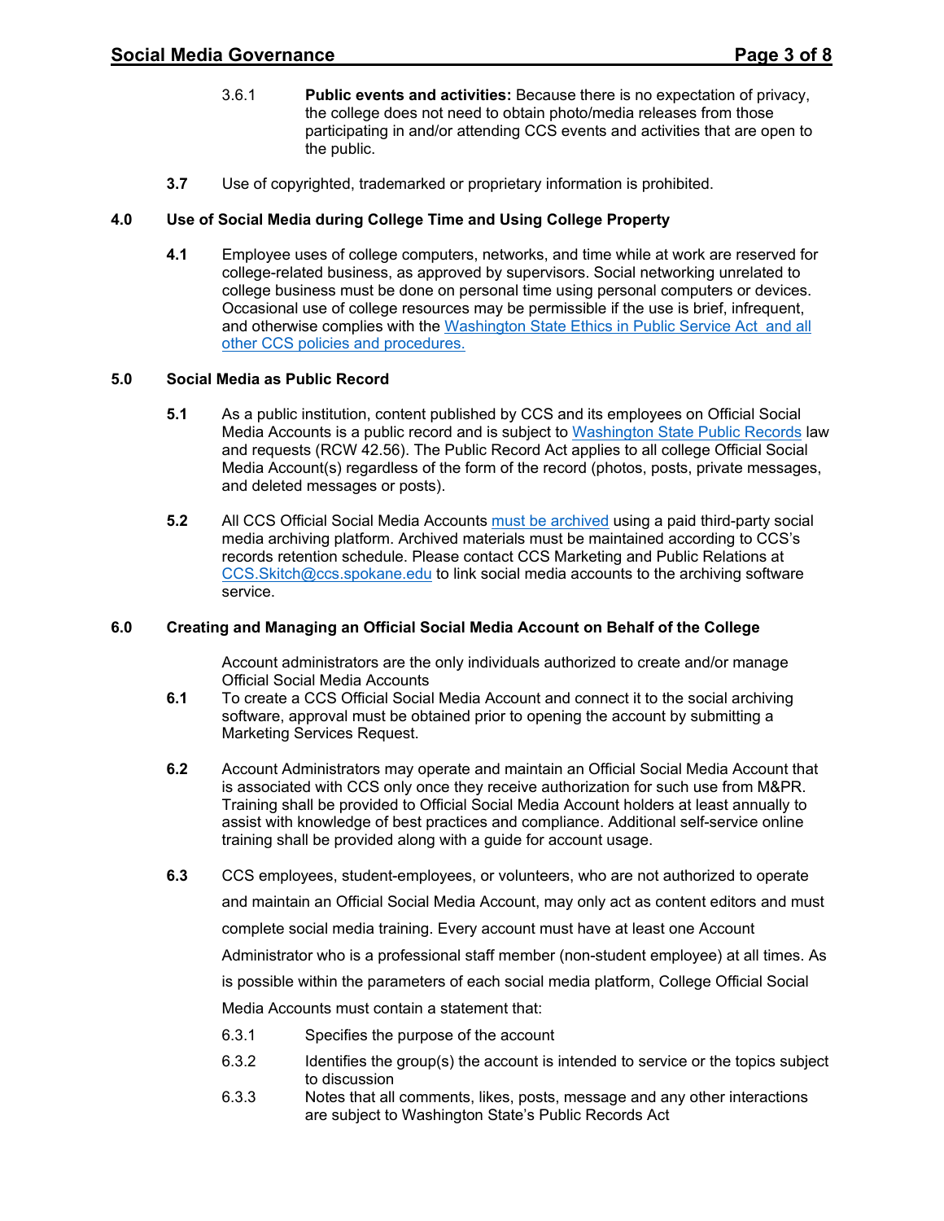3.6.1 **Public events and activities:** Because there is no expectation of privacy, the college does not need to obtain photo/media releases from those participating in and/or attending CCS events and activities that are open to the public.

**3.7** Use of copyrighted, trademarked or proprietary information is prohibited.

## 4.0 Use of Social Media during College Time and Using College Property

**4.1** Employee uses of college computers, networks, and time while at work are reserved for college-related business, as approved by supervisors. Social networking unrelated to college business must be done on personal time using personal computers or devices. Occasional use of college resources may be permissible if the use is brief, infrequent, and otherwise complies with the Washington State Ethics in Public Service Act and all other CCS policies and procedures.

## 5.0 Social Media as Public Record

**5.1** As a public institution, content published by CCS and its employees on Official Social Media Accounts is a public record and is subject to Washington State Public Records law and requests (RCW 42.56). The Public Record Act applies to all college Official Social Media Account(s) regardless of the form of the record (photos, posts, private messages, and deleted messages or posts).

**5.2** All CCS Official Social Media Accounts must be archived using a paid third-party social media archiving platform. Archived materials must be maintained according to CCS's records retention schedule. Please contact CCS Marketing and Public Relations at CCS.Skitch@ccs.spokane.edu to link social media accounts to the archiving software service.

## 6.0 Creating and Managing an Official Social Media Account on Behalf of the College

Account administrators are the only individuals authorized to create and/or manage Official Social Media Accounts

**6.1** To create a CCS Official Social Media Account and connect it to the social archiving software, approval must be obtained prior to opening the account by submitting a Marketing Services Request.

**6.2** Account Administrators may operate and maintain an Official Social Media Account that is associated with CCS only once they receive authorization for such use from M&PR. Training shall be provided to Official Social Media Account holders at least annually to assist with knowledge of best practices and compliance. Additional self-service online training shall be provided along with a guide for account usage.

**6.3** CCS employees, student-employees, or volunteers, who are not authorized to operate and maintain an Official Social Media Account, may only act as content editors and must complete social media training. Every account must have at least one Account Administrator who is a professional staff member (non-student employee) at all times. As is possible within the parameters of each social media platform, College Official Social Media Accounts must contain a statement that:

6.3.1 Specifies the purpose of the account

6.3.2 Identifies the group(s) the account is intended to service or the topics subject to discussion

6.3.3 Notes that all comments, likes, posts, message and any other interactions are subject to Washington State's Public Records Act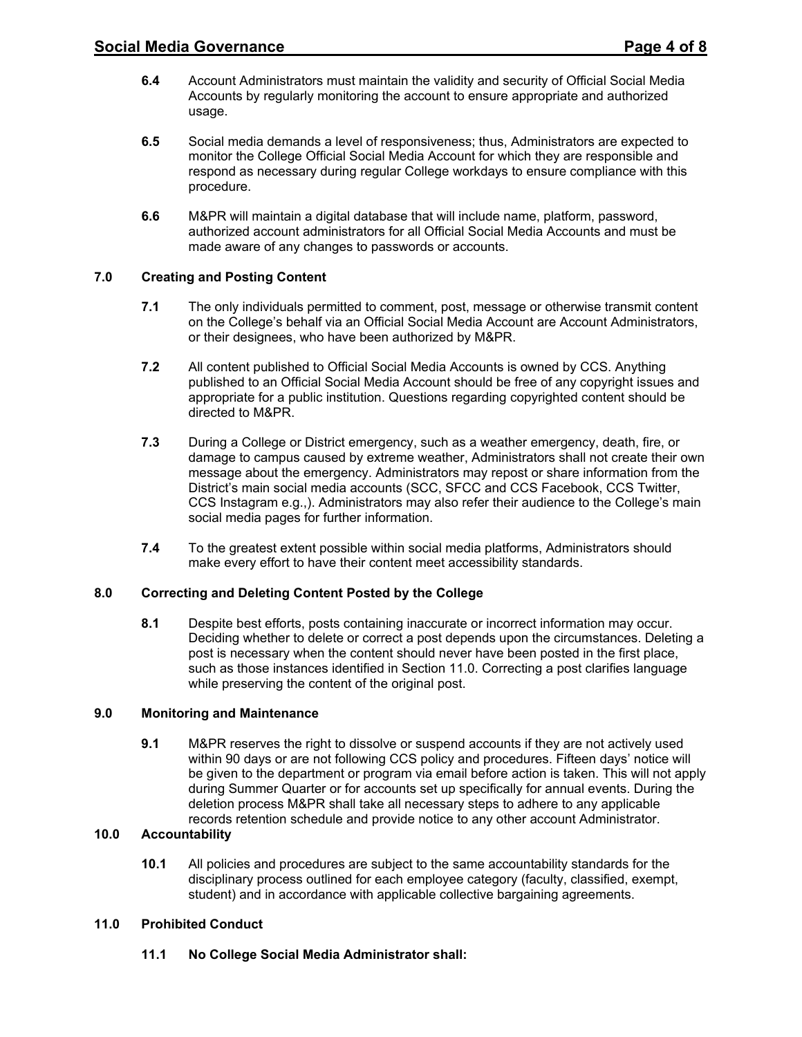**6.4** Account Administrators must maintain the validity and security of Official Social Media Accounts by regularly monitoring the account to ensure appropriate and authorized usage.

**6.5** Social media demands a level of responsiveness; thus, Administrators are expected to monitor the College Official Social Media Account for which they are responsible and respond as necessary during regular College workdays to ensure compliance with this procedure.

**6.6** M&PR will maintain a digital database that will include name, platform, password, authorized account administrators for all Official Social Media Accounts and must be made aware of any changes to passwords or accounts.

## 7.0 Creating and Posting Content

**7.1** The only individuals permitted to comment, post, message or otherwise transmit content on the College's behalf via an Official Social Media Account are Account Administrators, or their designees, who have been authorized by M&PR.

**7.2** All content published to Official Social Media Accounts is owned by CCS. Anything published to an Official Social Media Account should be free of any copyright issues and appropriate for a public institution. Questions regarding copyrighted content should be directed to M&PR.

**7.3** During a College or District emergency, such as a weather emergency, death, fire, or damage to campus caused by extreme weather, Administrators shall not create their own message about the emergency. Administrators may repost or share information from the District's main social media accounts (SCC, SFCC and CCS Facebook, CCS Twitter, CCS Instagram e.g.,). Administrators may also refer their audience to the College's main social media pages for further information.

**7.4** To the greatest extent possible within social media platforms, Administrators should make every effort to have their content meet accessibility standards.

## 8.0 Correcting and Deleting Content Posted by the College

**8.1** Despite best efforts, posts containing inaccurate or incorrect information may occur. Deciding whether to delete or correct a post depends upon the circumstances. Deleting a post is necessary when the content should never have been posted in the first place, such as those instances identified in Section 11.0. Correcting a post clarifies language while preserving the content of the original post.

## 9.0 Monitoring and Maintenance

**9.1** M&PR reserves the right to dissolve or suspend accounts if they are not actively used within 90 days or are not following CCS policy and procedures. Fifteen days' notice will be given to the department or program via email before action is taken. This will not apply during Summer Quarter or for accounts set up specifically for annual events. During the deletion process M&PR shall take all necessary steps to adhere to any applicable records retention schedule and provide notice to any other account Administrator.

## 10.0 Accountability

**10.1** All policies and procedures are subject to the same accountability standards for the disciplinary process outlined for each employee category (faculty, classified, exempt, student) and in accordance with applicable collective bargaining agreements.

## 11.0 Prohibited Conduct

**11.1 No College Social Media Administrator shall:**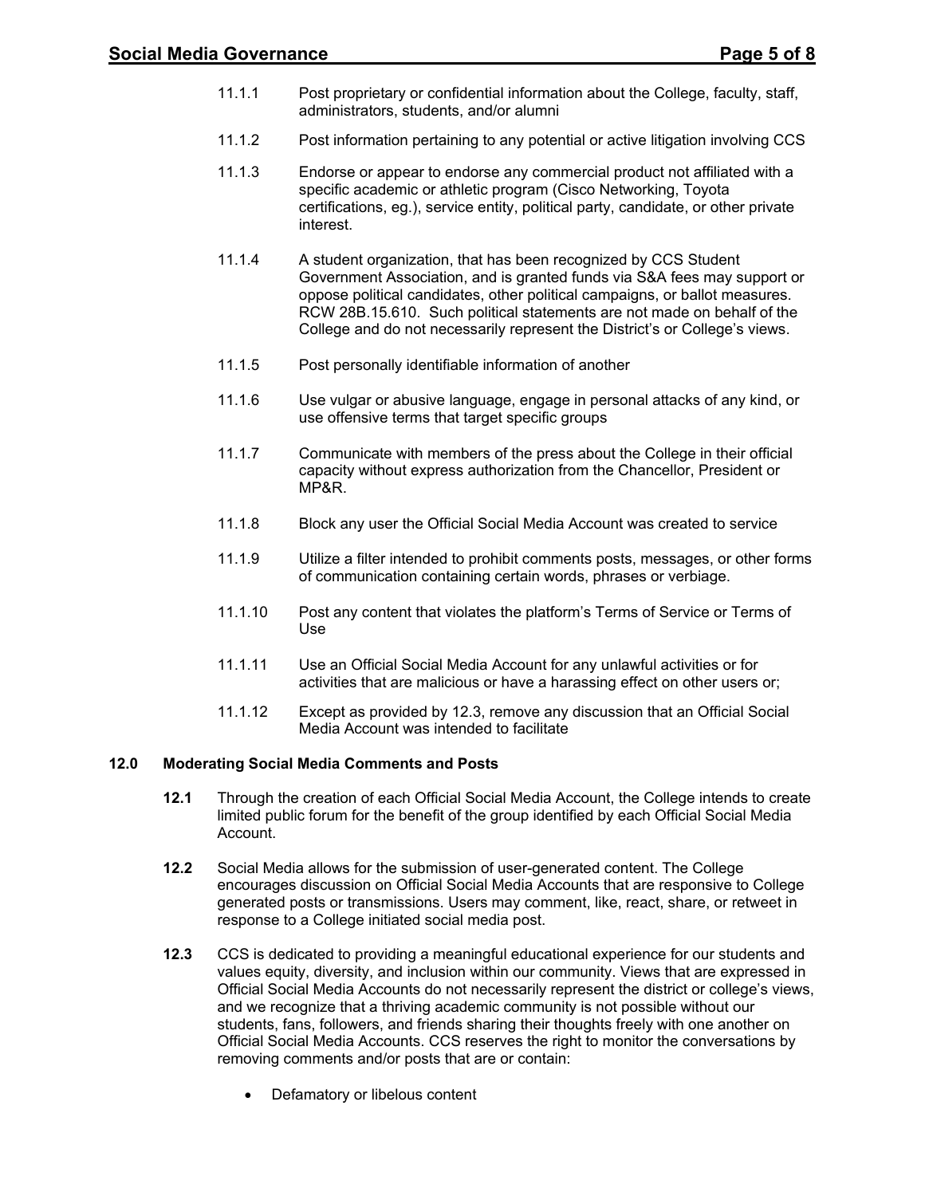11.1.1 Post proprietary or confidential information about the College, faculty, staff, administrators, students, and/or alumni

11.1.2 Post information pertaining to any potential or active litigation involving CCS

11.1.3 Endorse or appear to endorse any commercial product not affiliated with a specific academic or athletic program (Cisco Networking, Toyota certifications, eg.), service entity, political party, candidate, or other private interest.

11.1.4 A student organization, that has been recognized by CCS Student Government Association, and is granted funds via S&A fees may support or oppose political candidates, other political campaigns, or ballot measures. RCW 28B.15.610. Such political statements are not made on behalf of the College and do not necessarily represent the District's or College's views.

11.1.5 Post personally identifiable information of another

11.1.6 Use vulgar or abusive language, engage in personal attacks of any kind, or use offensive terms that target specific groups

11.1.7 Communicate with members of the press about the College in their official capacity without express authorization from the Chancellor, President or MP&R.

11.1.8 Block any user the Official Social Media Account was created to service

11.1.9 Utilize a filter intended to prohibit comments posts, messages, or other forms of communication containing certain words, phrases or verbiage.

11.1.10 Post any content that violates the platform's Terms of Service or Terms of Use

11.1.11 Use an Official Social Media Account for any unlawful activities or for activities that are malicious or have a harassing effect on other users or;

11.1.12 Except as provided by 12.3, remove any discussion that an Official Social Media Account was intended to facilitate

## 12.0 Moderating Social Media Comments and Posts

**12.1** Through the creation of each Official Social Media Account, the College intends to create limited public forum for the benefit of the group identified by each Official Social Media Account.

**12.2** Social Media allows for the submission of user-generated content. The College encourages discussion on Official Social Media Accounts that are responsive to College generated posts or transmissions. Users may comment, like, react, share, or retweet in response to a College initiated social media post.

**12.3** CCS is dedicated to providing a meaningful educational experience for our students and values equity, diversity, and inclusion within our community. Views that are expressed in Official Social Media Accounts do not necessarily represent the district or college's views, and we recognize that a thriving academic community is not possible without our students, fans, followers, and friends sharing their thoughts freely with one another on Official Social Media Accounts. CCS reserves the right to monitor the conversations by removing comments and/or posts that are or contain:

- Defamatory or libelous content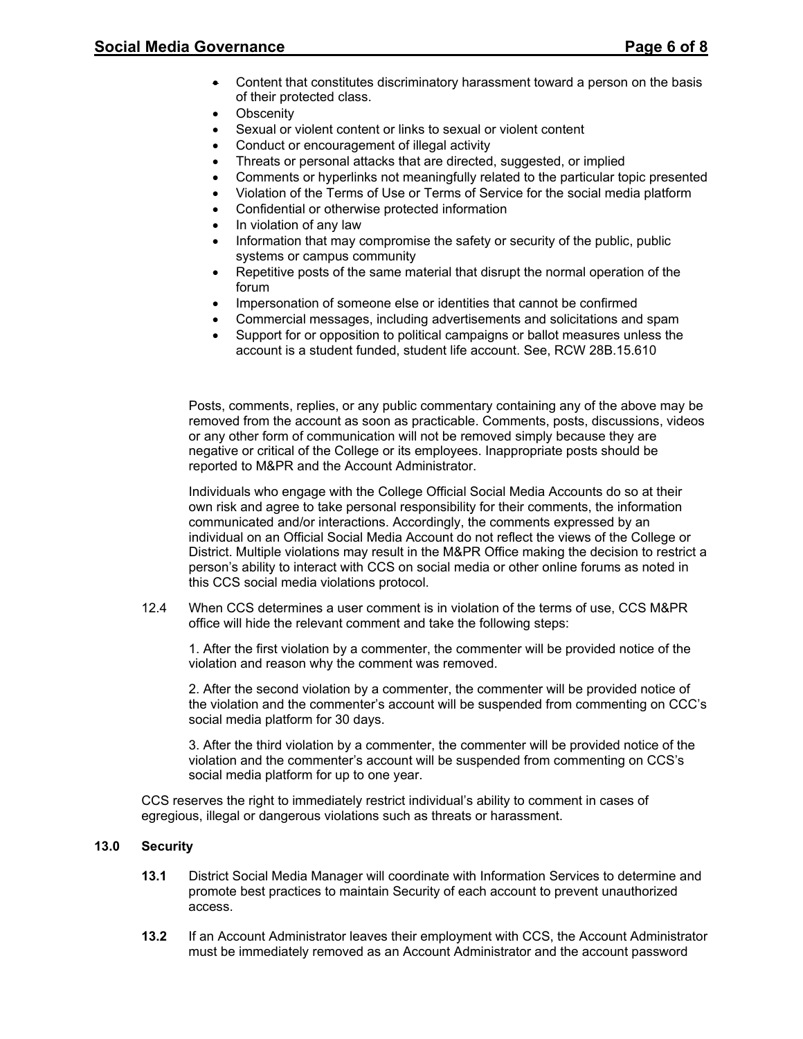- Content that constitutes discriminatory harassment toward a person on the basis of their protected class.
- Obscenity
- Sexual or violent content or links to sexual or violent content
- Conduct or encouragement of illegal activity
- Threats or personal attacks that are directed, suggested, or implied
- Comments or hyperlinks not meaningfully related to the particular topic presented
- Violation of the Terms of Use or Terms of Service for the social media platform
- Confidential or otherwise protected information
- In violation of any law
- Information that may compromise the safety or security of the public, public systems or campus community
- Repetitive posts of the same material that disrupt the normal operation of the forum
- Impersonation of someone else or identities that cannot be confirmed
- Commercial messages, including advertisements and solicitations and spam
- Support for or opposition to political campaigns or ballot measures unless the account is a student funded, student life account. See, RCW 28B.15.610

Posts, comments, replies, or any public commentary containing any of the above may be removed from the account as soon as practicable. Comments, posts, discussions, videos or any other form of communication will not be removed simply because they are negative or critical of the College or its employees. Inappropriate posts should be reported to M&PR and the Account Administrator.

Individuals who engage with the College Official Social Media Accounts do so at their own risk and agree to take personal responsibility for their comments, the information communicated and/or interactions. Accordingly, the comments expressed by an individual on an Official Social Media Account do not reflect the views of the College or District. Multiple violations may result in the M&PR Office making the decision to restrict a person's ability to interact with CCS on social media or other online forums as noted in this CCS social media violations protocol.

12.4 When CCS determines a user comment is in violation of the terms of use, CCS M&PR office will hide the relevant comment and take the following steps:

1. After the first violation by a commenter, the commenter will be provided notice of the violation and reason why the comment was removed.

2. After the second violation by a commenter, the commenter will be provided notice of the violation and the commenter's account will be suspended from commenting on CCC's social media platform for 30 days.

3. After the third violation by a commenter, the commenter will be provided notice of the violation and the commenter's account will be suspended from commenting on CCS's social media platform for up to one year.

CCS reserves the right to immediately restrict individual's ability to comment in cases of egregious, illegal or dangerous violations such as threats or harassment.

## 13.0 Security

**13.1** District Social Media Manager will coordinate with Information Services to determine and promote best practices to maintain Security of each account to prevent unauthorized access.

**13.2** If an Account Administrator leaves their employment with CCS, the Account Administrator must be immediately removed as an Account Administrator and the account password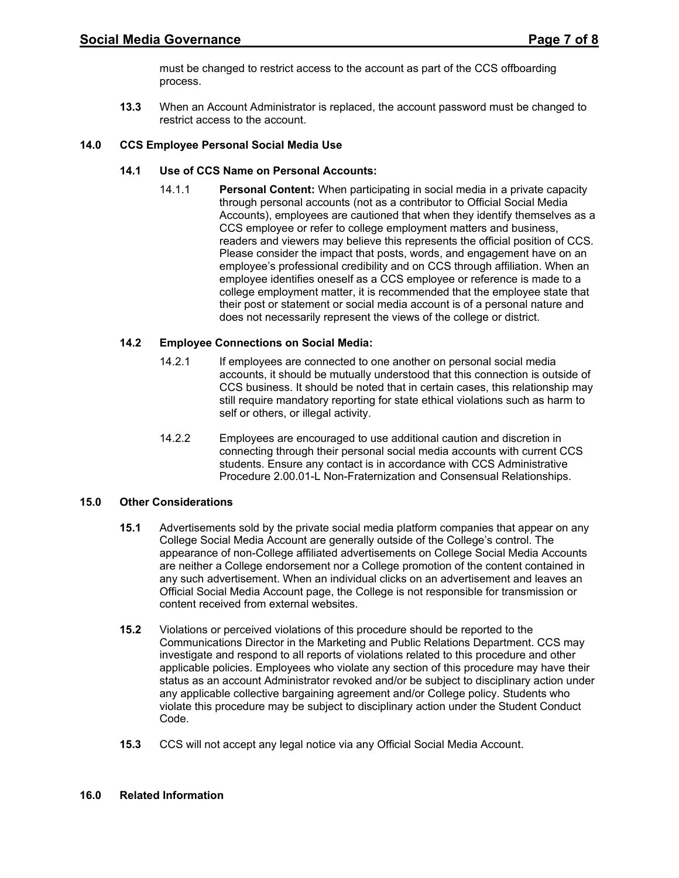must be changed to restrict access to the account as part of the CCS offboarding process.

**13.3** When an Account Administrator is replaced, the account password must be changed to restrict access to the account.

## 14.0 CCS Employee Personal Social Media Use

### 14.1 Use of CCS Name on Personal Accounts:

14.1.1 **Personal Content:** When participating in social media in a private capacity through personal accounts (not as a contributor to Official Social Media Accounts), employees are cautioned that when they identify themselves as a CCS employee or refer to college employment matters and business, readers and viewers may believe this represents the official position of CCS. Please consider the impact that posts, words, and engagement have on an employee's professional credibility and on CCS through affiliation. When an employee identifies oneself as a CCS employee or reference is made to a college employment matter, it is recommended that the employee state that their post or statement or social media account is of a personal nature and does not necessarily represent the views of the college or district.

### 14.2 Employee Connections on Social Media:

14.2.1 If employees are connected to one another on personal social media accounts, it should be mutually understood that this connection is outside of CCS business. It should be noted that in certain cases, this relationship may still require mandatory reporting for state ethical violations such as harm to self or others, or illegal activity.

14.2.2 Employees are encouraged to use additional caution and discretion in connecting through their personal social media accounts with current CCS students. Ensure any contact is in accordance with CCS Administrative Procedure 2.00.01-L Non-Fraternization and Consensual Relationships.

## 15.0 Other Considerations

**15.1** Advertisements sold by the private social media platform companies that appear on any College Social Media Account are generally outside of the College's control. The appearance of non-College affiliated advertisements on College Social Media Accounts are neither a College endorsement nor a College promotion of the content contained in any such advertisement. When an individual clicks on an advertisement and leaves an Official Social Media Account page, the College is not responsible for transmission or content received from external websites.

**15.2** Violations or perceived violations of this procedure should be reported to the Communications Director in the Marketing and Public Relations Department. CCS may investigate and respond to all reports of violations related to this procedure and other applicable policies. Employees who violate any section of this procedure may have their status as an account Administrator revoked and/or be subject to disciplinary action under any applicable collective bargaining agreement and/or College policy. Students who violate this procedure may be subject to disciplinary action under the Student Conduct Code.

**15.3** CCS will not accept any legal notice via any Official Social Media Account.

## 16.0 Related Information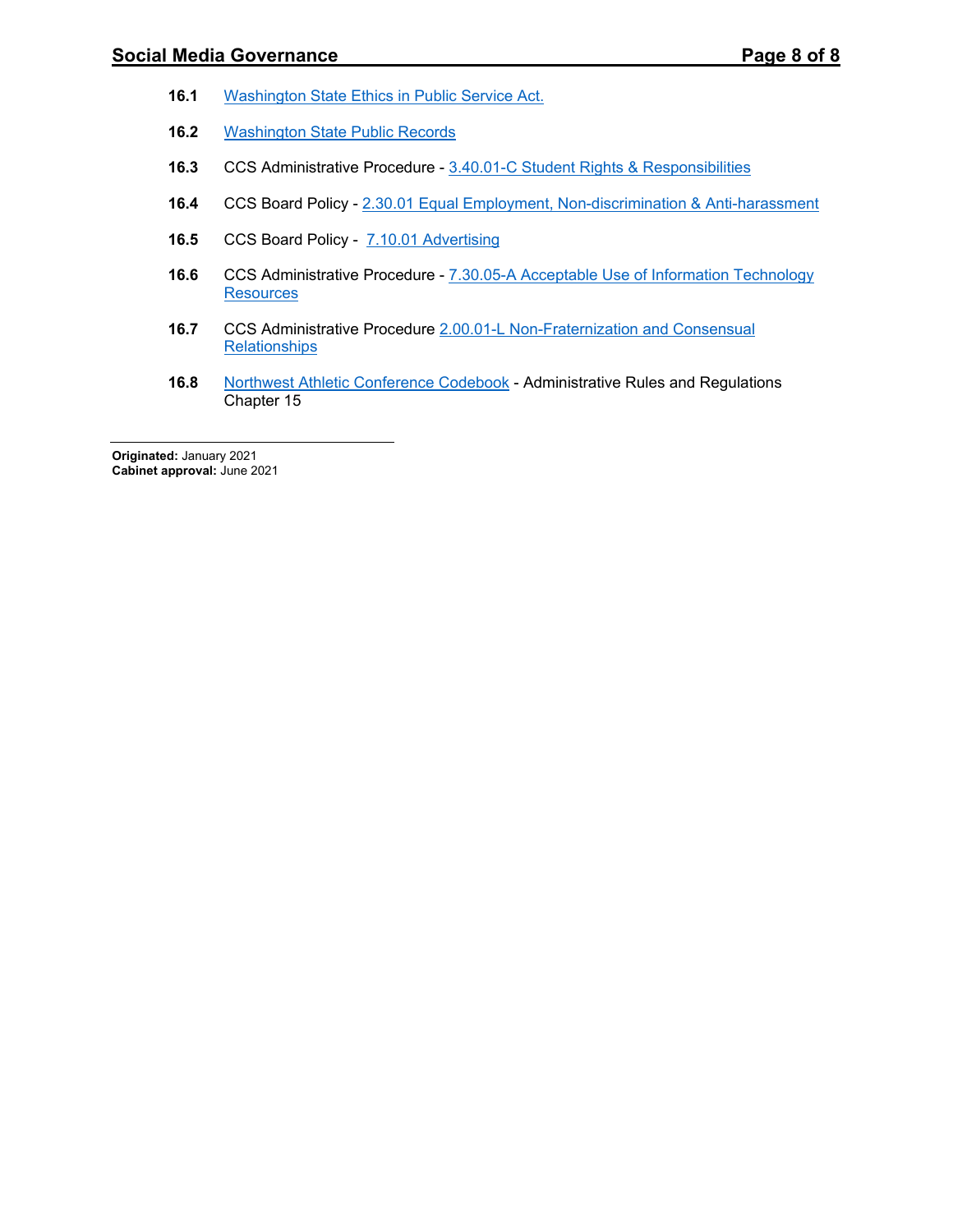**16.1** Washington State Ethics in Public Service Act.

**16.2** Washington State Public Records

**16.3** CCS Administrative Procedure - 3.40.01-C Student Rights & Responsibilities

**16.4** CCS Board Policy - 2.30.01 Equal Employment, Non-discrimination & Anti-harassment

**16.5** CCS Board Policy - 7.10.01 Advertising

**16.6** CCS Administrative Procedure - 7.30.05-A Acceptable Use of Information Technology Resources

**16.7** CCS Administrative Procedure 2.00.01-L Non-Fraternization and Consensual Relationships

**16.8** Northwest Athletic Conference Codebook - Administrative Rules and Regulations Chapter 15

---

**Originated:** January 2021
**Cabinet approval:** June 2021